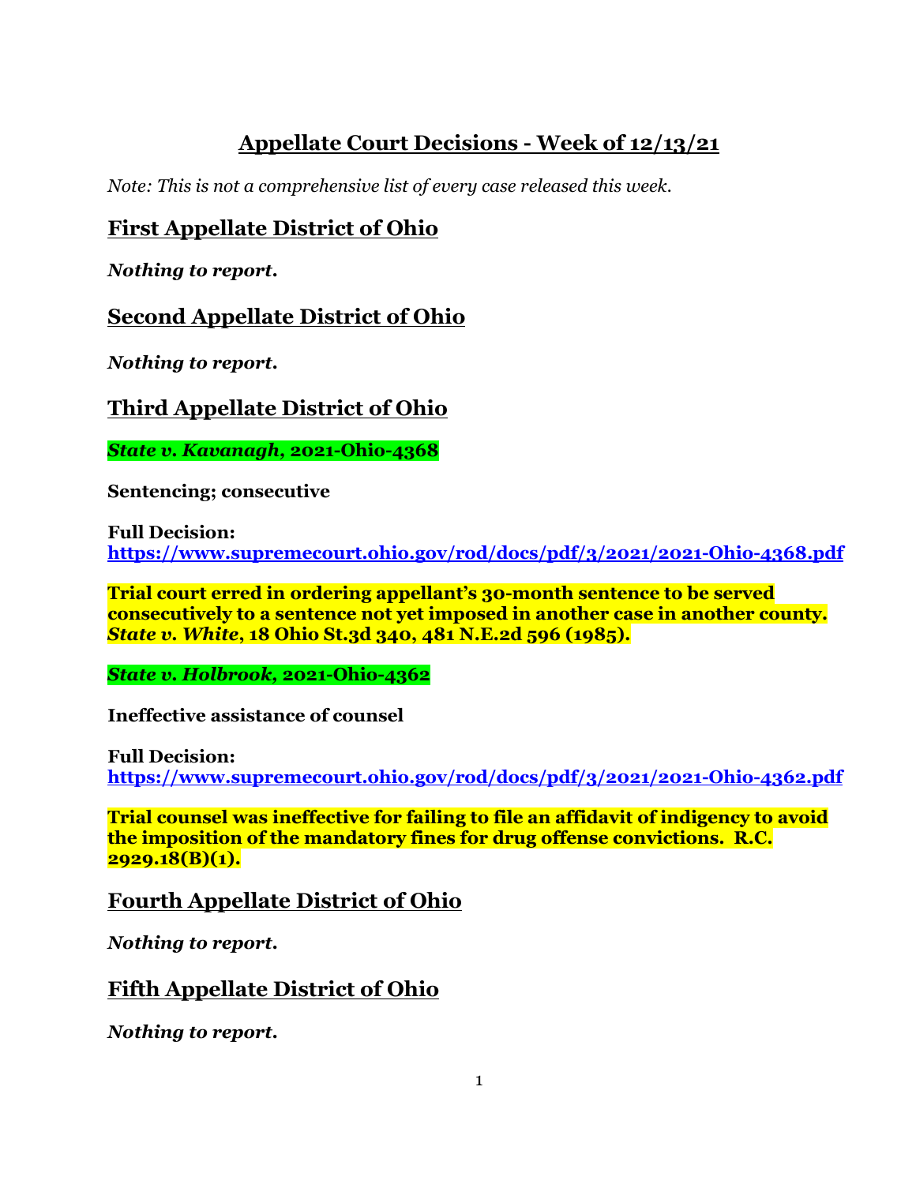# Appellate Court Decisions - Week of 12/13/21

*Note: This is not a comprehensive list of every case released this week.*

## First Appellate District of Ohio

***Nothing to report.***

## Second Appellate District of Ohio

***Nothing to report.***

## Third Appellate District of Ohio

***State v. Kavanagh*, 2021-Ohio-4368**

**Sentencing; consecutive**

**Full Decision:**
**https://www.supremecourt.ohio.gov/rod/docs/pdf/3/2021/2021-Ohio-4368.pdf**

**Trial court erred in ordering appellant's 30-month sentence to be served consecutively to a sentence not yet imposed in another case in another county. *State v. White*, 18 Ohio St.3d 340, 481 N.E.2d 596 (1985).**

***State v. Holbrook*, 2021-Ohio-4362**

**Ineffective assistance of counsel**

**Full Decision:**
**https://www.supremecourt.ohio.gov/rod/docs/pdf/3/2021/2021-Ohio-4362.pdf**

**Trial counsel was ineffective for failing to file an affidavit of indigency to avoid the imposition of the mandatory fines for drug offense convictions. R.C. 2929.18(B)(1).**

## Fourth Appellate District of Ohio

***Nothing to report.***

## Fifth Appellate District of Ohio

***Nothing to report.***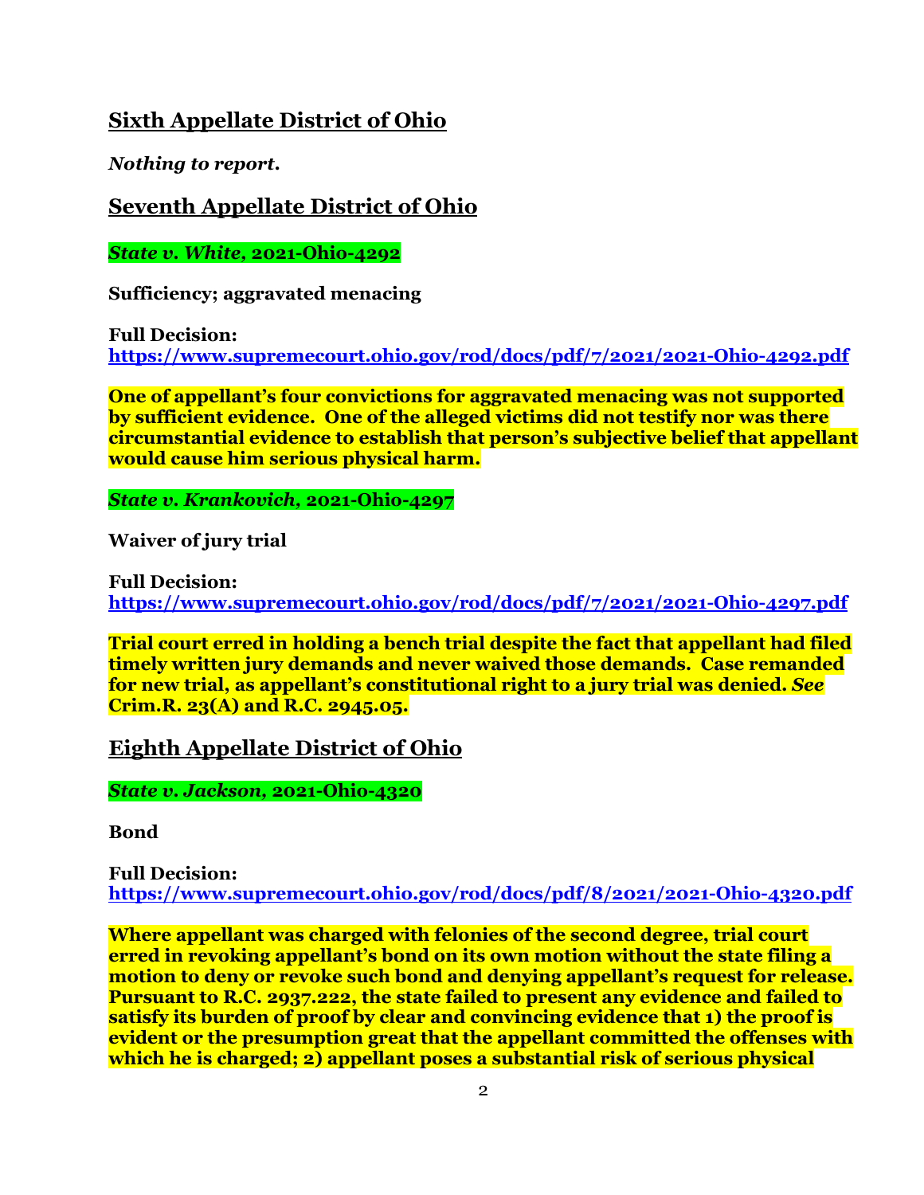## Sixth Appellate District of Ohio

***Nothing to report.***

## Seventh Appellate District of Ohio

***State v. White*, 2021-Ohio-4292**

**Sufficiency; aggravated menacing**

**Full Decision:**
**https://www.supremecourt.ohio.gov/rod/docs/pdf/7/2021/2021-Ohio-4292.pdf**

**One of appellant's four convictions for aggravated menacing was not supported by sufficient evidence. One of the alleged victims did not testify nor was there circumstantial evidence to establish that person's subjective belief that appellant would cause him serious physical harm.**

***State v. Krankovich*, 2021-Ohio-4297**

**Waiver of jury trial**

**Full Decision:**
**https://www.supremecourt.ohio.gov/rod/docs/pdf/7/2021/2021-Ohio-4297.pdf**

**Trial court erred in holding a bench trial despite the fact that appellant had filed timely written jury demands and never waived those demands. Case remanded for new trial, as appellant's constitutional right to a jury trial was denied. *See* Crim.R. 23(A) and R.C. 2945.05.**

## Eighth Appellate District of Ohio

***State v. Jackson*, 2021-Ohio-4320**

**Bond**

**Full Decision:**
**https://www.supremecourt.ohio.gov/rod/docs/pdf/8/2021/2021-Ohio-4320.pdf**

**Where appellant was charged with felonies of the second degree, trial court erred in revoking appellant's bond on its own motion without the state filing a motion to deny or revoke such bond and denying appellant's request for release. Pursuant to R.C. 2937.222, the state failed to present any evidence and failed to satisfy its burden of proof by clear and convincing evidence that 1) the proof is evident or the presumption great that the appellant committed the offenses with which he is charged; 2) appellant poses a substantial risk of serious physical**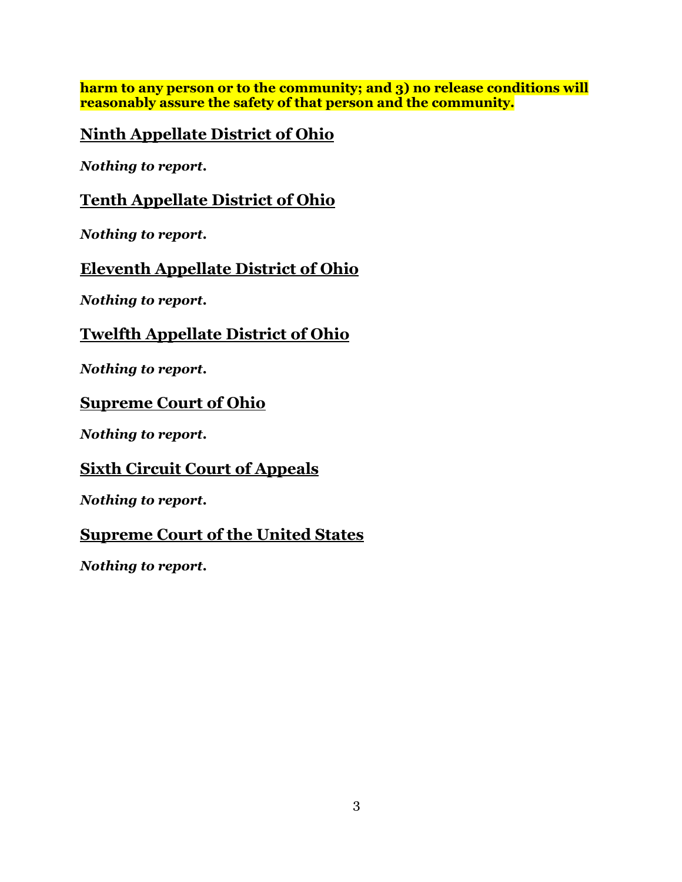**harm to any person or to the community; and 3) no release conditions will reasonably assure the safety of that person and the community.**

## Ninth Appellate District of Ohio

***Nothing to report.***

## Tenth Appellate District of Ohio

***Nothing to report.***

## Eleventh Appellate District of Ohio

***Nothing to report.***

## Twelfth Appellate District of Ohio

***Nothing to report.***

## Supreme Court of Ohio

***Nothing to report.***

## Sixth Circuit Court of Appeals

***Nothing to report.***

## Supreme Court of the United States

***Nothing to report.***